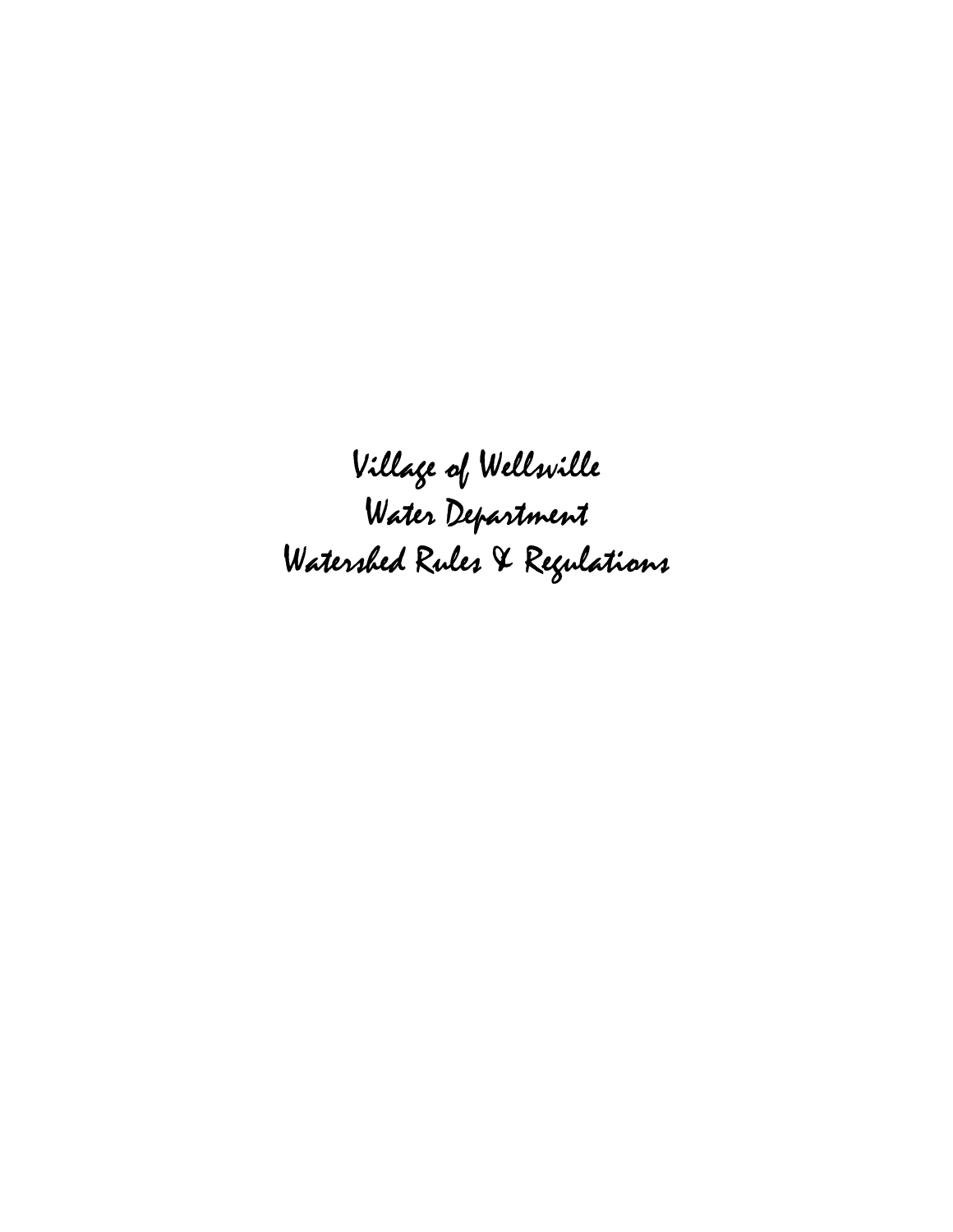# Village of Wellsville
# Water Department
# Watershed Rules & Regulations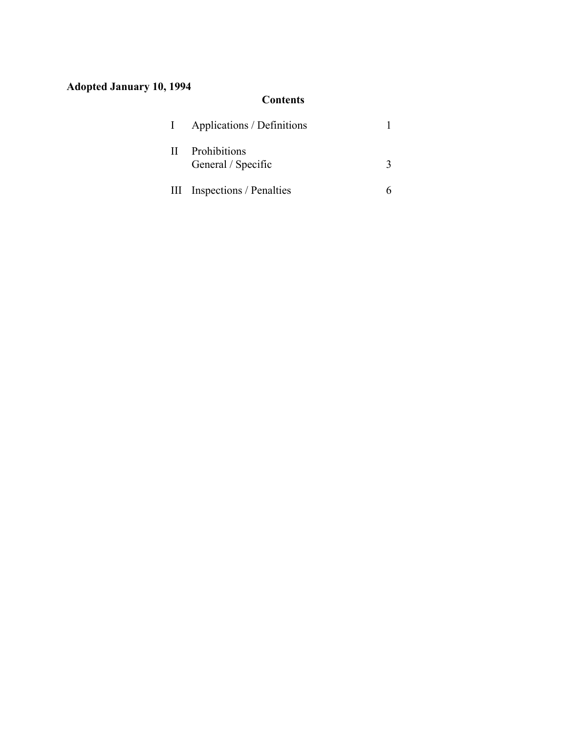**Adopted January 10, 1994**

## Contents

| | | |
|---|---|---|
| I | Applications / Definitions | 1 |
| II | Prohibitions<br>General / Specific | 3 |
| III | Inspections / Penalties | 6 |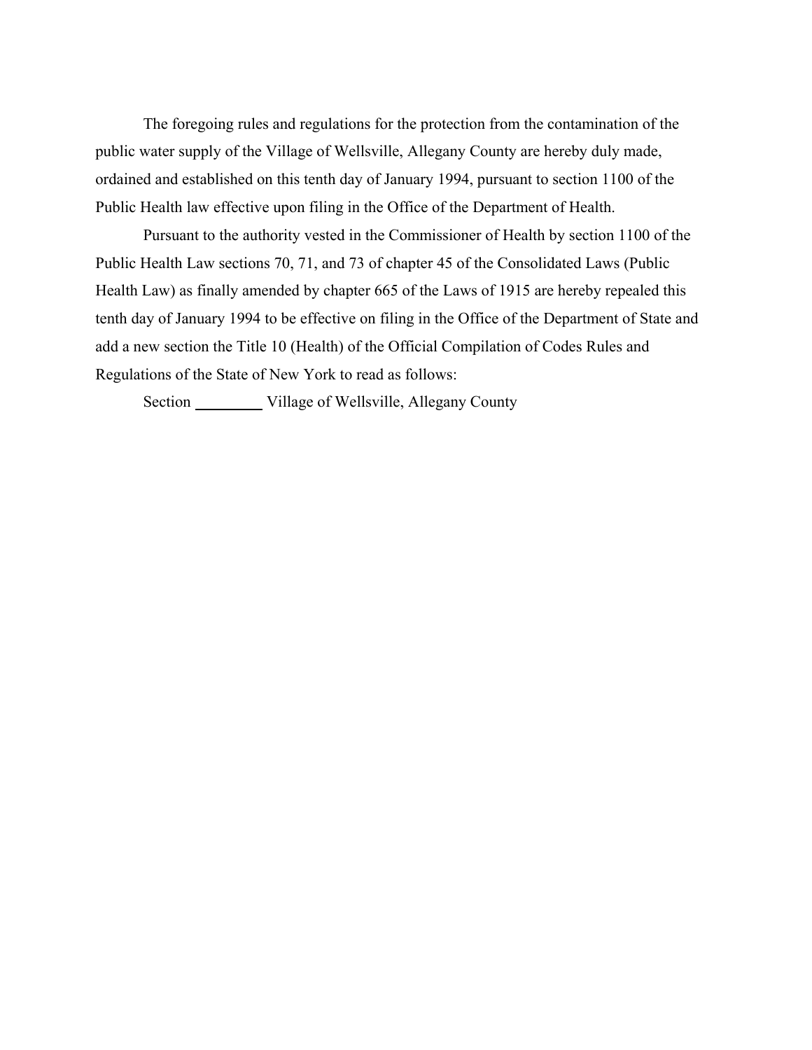The foregoing rules and regulations for the protection from the contamination of the public water supply of the Village of Wellsville, Allegany County are hereby duly made, ordained and established on this tenth day of January 1994, pursuant to section 1100 of the Public Health law effective upon filing in the Office of the Department of Health.

Pursuant to the authority vested in the Commissioner of Health by section 1100 of the Public Health Law sections 70, 71, and 73 of chapter 45 of the Consolidated Laws (Public Health Law) as finally amended by chapter 665 of the Laws of 1915 are hereby repealed this tenth day of January 1994 to be effective on filing in the Office of the Department of State and add a new section the Title 10 (Health) of the Official Compilation of Codes Rules and Regulations of the State of New York to read as follows:

Section _________ Village of Wellsville, Allegany County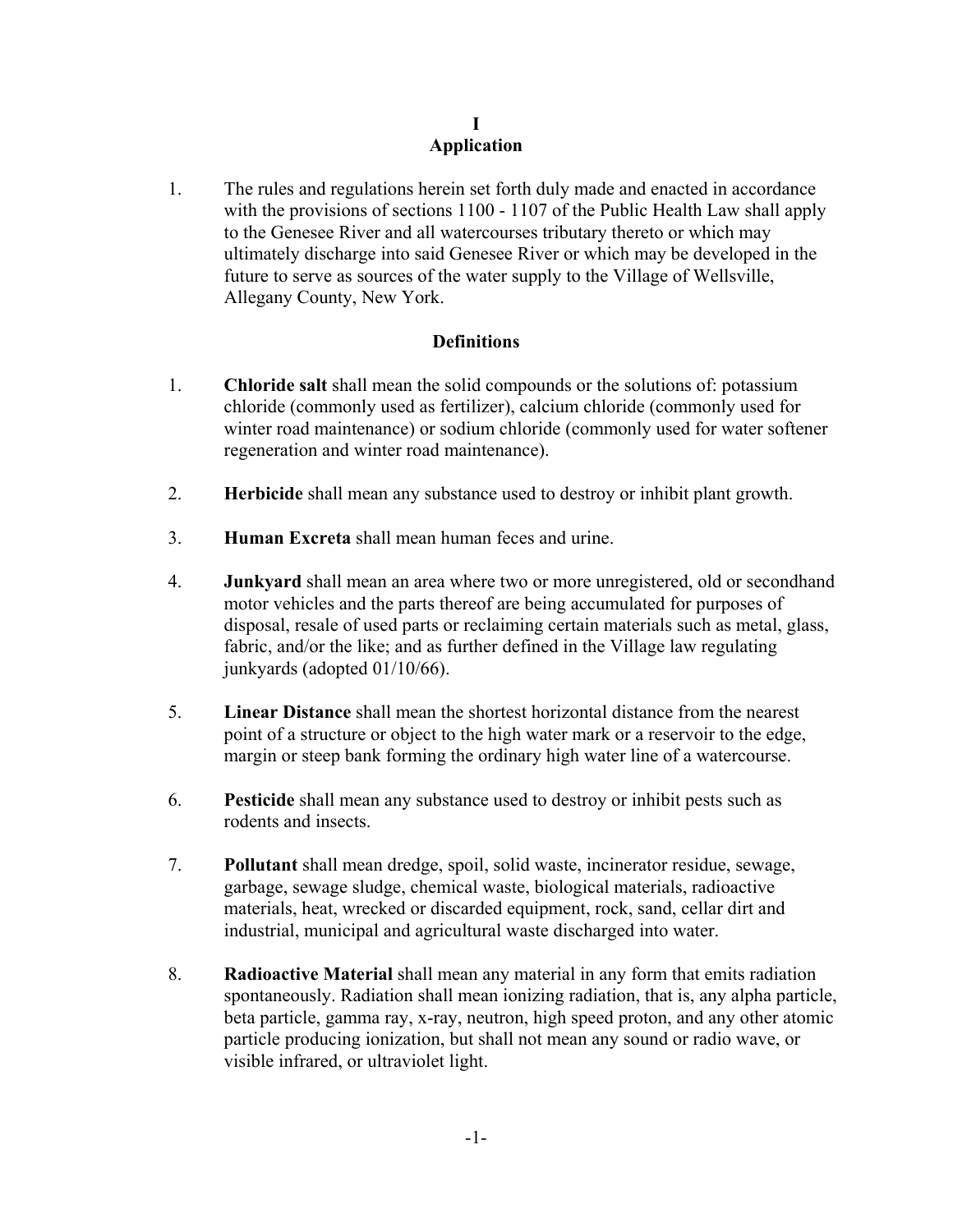# I
# Application

1. The rules and regulations herein set forth duly made and enacted in accordance with the provisions of sections 1100 - 1107 of the Public Health Law shall apply to the Genesee River and all watercourses tributary thereto or which may ultimately discharge into said Genesee River or which may be developed in the future to serve as sources of the water supply to the Village of Wellsville, Allegany County, New York.

## Definitions

1. **Chloride salt** shall mean the solid compounds or the solutions of: potassium chloride (commonly used as fertilizer), calcium chloride (commonly used for winter road maintenance) or sodium chloride (commonly used for water softener regeneration and winter road maintenance).

2. **Herbicide** shall mean any substance used to destroy or inhibit plant growth.

3. **Human Excreta** shall mean human feces and urine.

4. **Junkyard** shall mean an area where two or more unregistered, old or secondhand motor vehicles and the parts thereof are being accumulated for purposes of disposal, resale of used parts or reclaiming certain materials such as metal, glass, fabric, and/or the like; and as further defined in the Village law regulating junkyards (adopted 01/10/66).

5. **Linear Distance** shall mean the shortest horizontal distance from the nearest point of a structure or object to the high water mark or a reservoir to the edge, margin or steep bank forming the ordinary high water line of a watercourse.

6. **Pesticide** shall mean any substance used to destroy or inhibit pests such as rodents and insects.

7. **Pollutant** shall mean dredge, spoil, solid waste, incinerator residue, sewage, garbage, sewage sludge, chemical waste, biological materials, radioactive materials, heat, wrecked or discarded equipment, rock, sand, cellar dirt and industrial, municipal and agricultural waste discharged into water.

8. **Radioactive Material** shall mean any material in any form that emits radiation spontaneously. Radiation shall mean ionizing radiation, that is, any alpha particle, beta particle, gamma ray, x-ray, neutron, high speed proton, and any other atomic particle producing ionization, but shall not mean any sound or radio wave, or visible infrared, or ultraviolet light.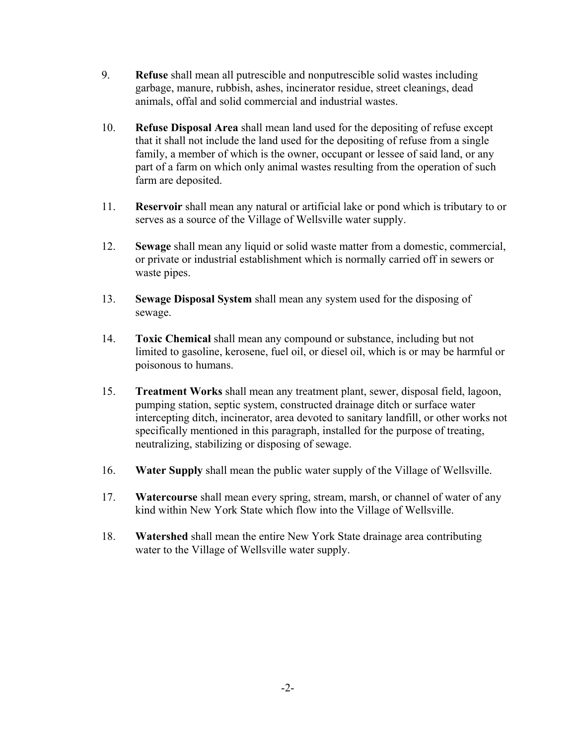9. **Refuse** shall mean all putrescible and nonputrescible solid wastes including garbage, manure, rubbish, ashes, incinerator residue, street cleanings, dead animals, offal and solid commercial and industrial wastes.

10. **Refuse Disposal Area** shall mean land used for the depositing of refuse except that it shall not include the land used for the depositing of refuse from a single family, a member of which is the owner, occupant or lessee of said land, or any part of a farm on which only animal wastes resulting from the operation of such farm are deposited.

11. **Reservoir** shall mean any natural or artificial lake or pond which is tributary to or serves as a source of the Village of Wellsville water supply.

12. **Sewage** shall mean any liquid or solid waste matter from a domestic, commercial, or private or industrial establishment which is normally carried off in sewers or waste pipes.

13. **Sewage Disposal System** shall mean any system used for the disposing of sewage.

14. **Toxic Chemical** shall mean any compound or substance, including but not limited to gasoline, kerosene, fuel oil, or diesel oil, which is or may be harmful or poisonous to humans.

15. **Treatment Works** shall mean any treatment plant, sewer, disposal field, lagoon, pumping station, septic system, constructed drainage ditch or surface water intercepting ditch, incinerator, area devoted to sanitary landfill, or other works not specifically mentioned in this paragraph, installed for the purpose of treating, neutralizing, stabilizing or disposing of sewage.

16. **Water Supply** shall mean the public water supply of the Village of Wellsville.

17. **Watercourse** shall mean every spring, stream, marsh, or channel of water of any kind within New York State which flow into the Village of Wellsville.

18. **Watershed** shall mean the entire New York State drainage area contributing water to the Village of Wellsville water supply.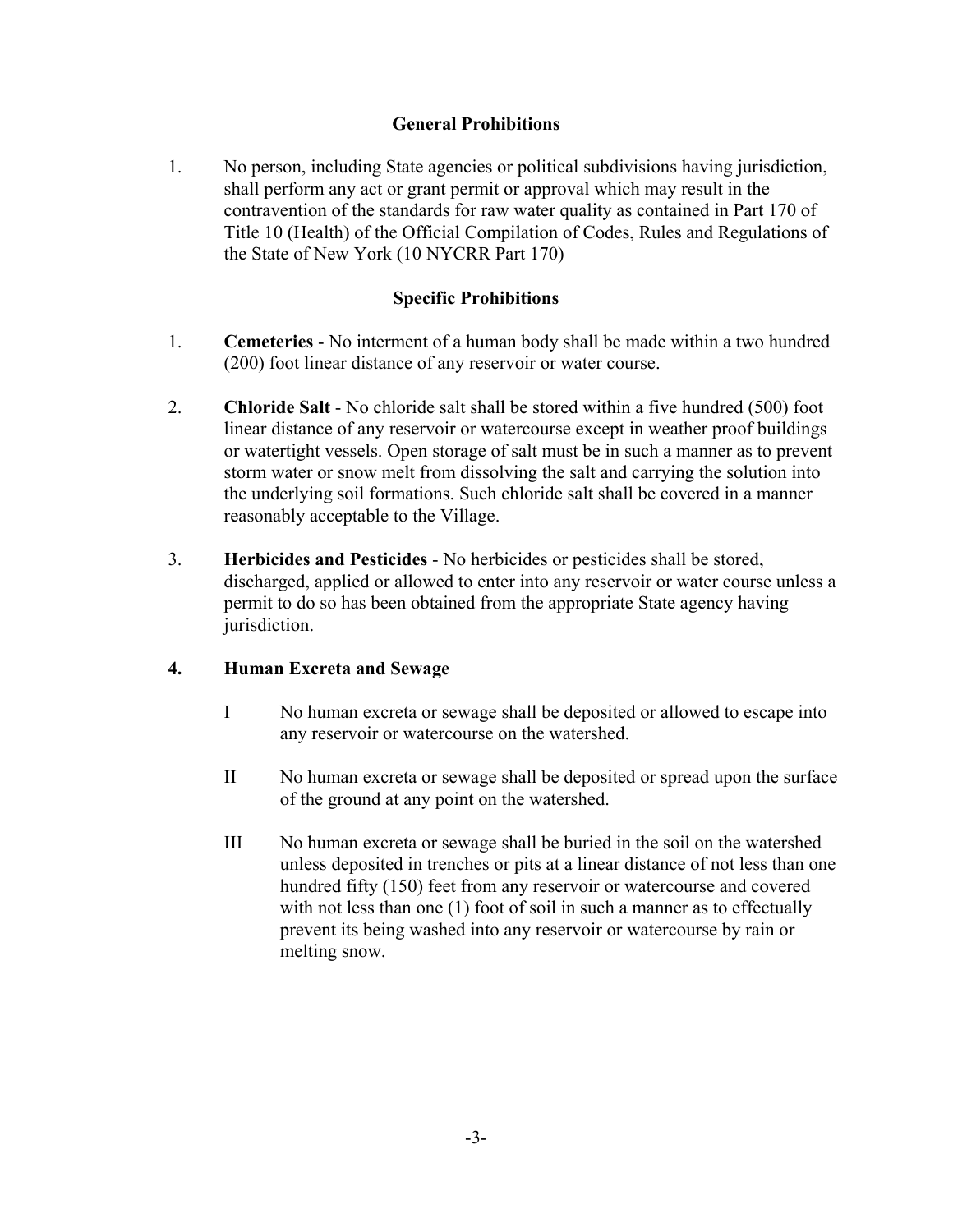## General Prohibitions

1. No person, including State agencies or political subdivisions having jurisdiction, shall perform any act or grant permit or approval which may result in the contravention of the standards for raw water quality as contained in Part 170 of Title 10 (Health) of the Official Compilation of Codes, Rules and Regulations of the State of New York (10 NYCRR Part 170)

## Specific Prohibitions

1. **Cemeteries** - No interment of a human body shall be made within a two hundred (200) foot linear distance of any reservoir or water course.

2. **Chloride Salt** - No chloride salt shall be stored within a five hundred (500) foot linear distance of any reservoir or watercourse except in weather proof buildings or watertight vessels. Open storage of salt must be in such a manner as to prevent storm water or snow melt from dissolving the salt and carrying the solution into the underlying soil formations. Such chloride salt shall be covered in a manner reasonably acceptable to the Village.

3. **Herbicides and Pesticides** - No herbicides or pesticides shall be stored, discharged, applied or allowed to enter into any reservoir or water course unless a permit to do so has been obtained from the appropriate State agency having jurisdiction.

**4. Human Excreta and Sewage**

I No human excreta or sewage shall be deposited or allowed to escape into any reservoir or watercourse on the watershed.

II No human excreta or sewage shall be deposited or spread upon the surface of the ground at any point on the watershed.

III No human excreta or sewage shall be buried in the soil on the watershed unless deposited in trenches or pits at a linear distance of not less than one hundred fifty (150) feet from any reservoir or watercourse and covered with not less than one (1) foot of soil in such a manner as to effectually prevent its being washed into any reservoir or watercourse by rain or melting snow.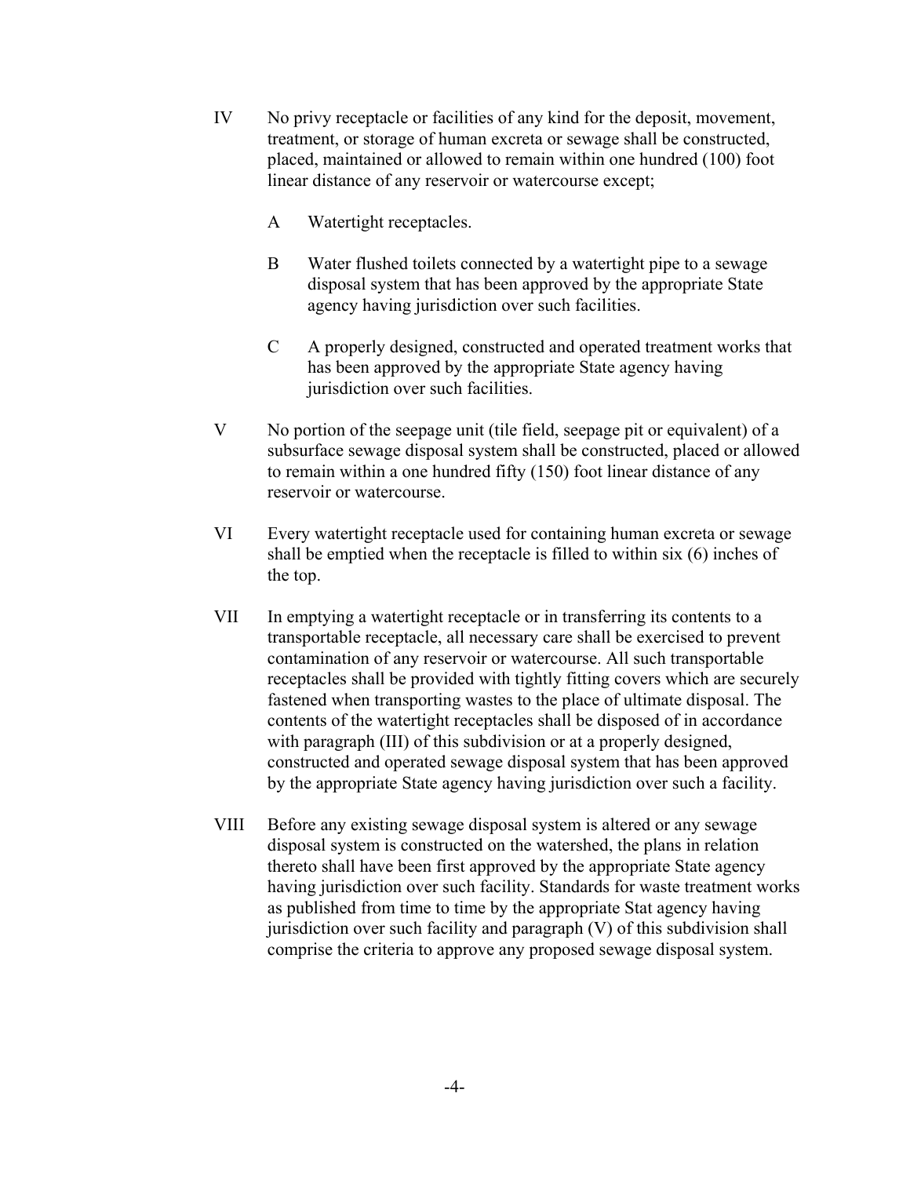IV No privy receptacle or facilities of any kind for the deposit, movement, treatment, or storage of human excreta or sewage shall be constructed, placed, maintained or allowed to remain within one hundred (100) foot linear distance of any reservoir or watercourse except;

  A Watertight receptacles.

  B Water flushed toilets connected by a watertight pipe to a sewage disposal system that has been approved by the appropriate State agency having jurisdiction over such facilities.

  C A properly designed, constructed and operated treatment works that has been approved by the appropriate State agency having jurisdiction over such facilities.

V No portion of the seepage unit (tile field, seepage pit or equivalent) of a subsurface sewage disposal system shall be constructed, placed or allowed to remain within a one hundred fifty (150) foot linear distance of any reservoir or watercourse.

VI Every watertight receptacle used for containing human excreta or sewage shall be emptied when the receptacle is filled to within six (6) inches of the top.

VII In emptying a watertight receptacle or in transferring its contents to a transportable receptacle, all necessary care shall be exercised to prevent contamination of any reservoir or watercourse. All such transportable receptacles shall be provided with tightly fitting covers which are securely fastened when transporting wastes to the place of ultimate disposal. The contents of the watertight receptacles shall be disposed of in accordance with paragraph (III) of this subdivision or at a properly designed, constructed and operated sewage disposal system that has been approved by the appropriate State agency having jurisdiction over such a facility.

VIII Before any existing sewage disposal system is altered or any sewage disposal system is constructed on the watershed, the plans in relation thereto shall have been first approved by the appropriate State agency having jurisdiction over such facility. Standards for waste treatment works as published from time to time by the appropriate Stat agency having jurisdiction over such facility and paragraph (V) of this subdivision shall comprise the criteria to approve any proposed sewage disposal system.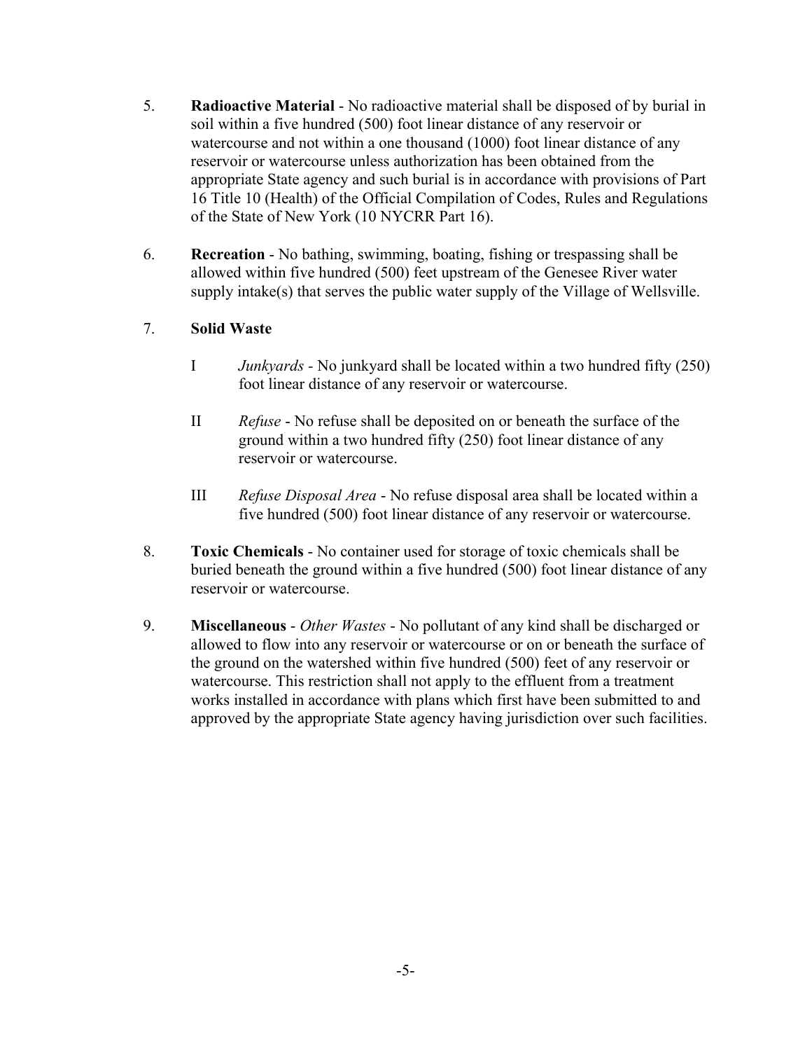5. **Radioactive Material** - No radioactive material shall be disposed of by burial in soil within a five hundred (500) foot linear distance of any reservoir or watercourse and not within a one thousand (1000) foot linear distance of any reservoir or watercourse unless authorization has been obtained from the appropriate State agency and such burial is in accordance with provisions of Part 16 Title 10 (Health) of the Official Compilation of Codes, Rules and Regulations of the State of New York (10 NYCRR Part 16).

6. **Recreation** - No bathing, swimming, boating, fishing or trespassing shall be allowed within five hundred (500) feet upstream of the Genesee River water supply intake(s) that serves the public water supply of the Village of Wellsville.

7. **Solid Waste**

   I *Junkyards* - No junkyard shall be located within a two hundred fifty (250) foot linear distance of any reservoir or watercourse.

   II *Refuse* - No refuse shall be deposited on or beneath the surface of the ground within a two hundred fifty (250) foot linear distance of any reservoir or watercourse.

   III *Refuse Disposal Area* - No refuse disposal area shall be located within a five hundred (500) foot linear distance of any reservoir or watercourse.

8. **Toxic Chemicals** - No container used for storage of toxic chemicals shall be buried beneath the ground within a five hundred (500) foot linear distance of any reservoir or watercourse.

9. **Miscellaneous** - *Other Wastes* - No pollutant of any kind shall be discharged or allowed to flow into any reservoir or watercourse or on or beneath the surface of the ground on the watershed within five hundred (500) feet of any reservoir or watercourse. This restriction shall not apply to the effluent from a treatment works installed in accordance with plans which first have been submitted to and approved by the appropriate State agency having jurisdiction over such facilities.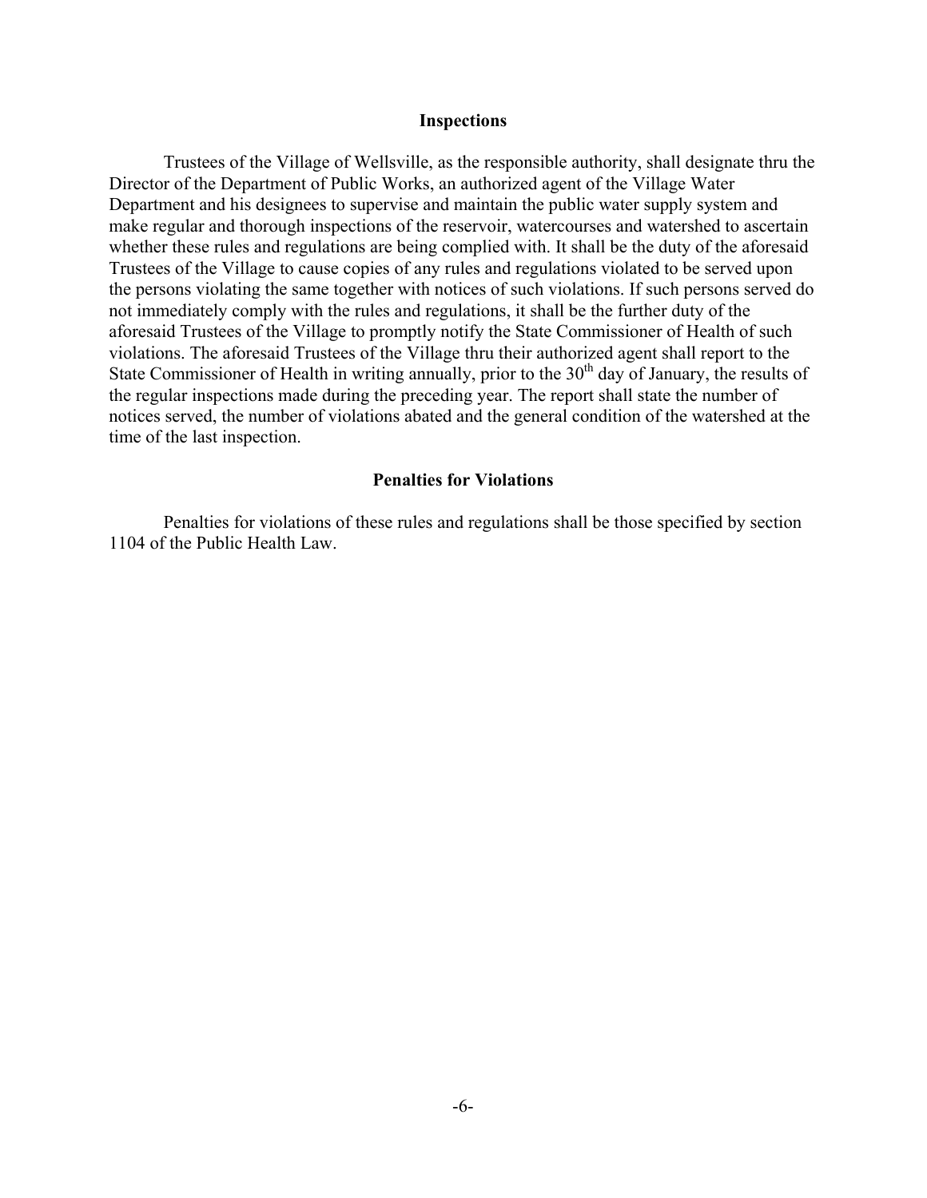## Inspections

Trustees of the Village of Wellsville, as the responsible authority, shall designate thru the Director of the Department of Public Works, an authorized agent of the Village Water Department and his designees to supervise and maintain the public water supply system and make regular and thorough inspections of the reservoir, watercourses and watershed to ascertain whether these rules and regulations are being complied with. It shall be the duty of the aforesaid Trustees of the Village to cause copies of any rules and regulations violated to be served upon the persons violating the same together with notices of such violations. If such persons served do not immediately comply with the rules and regulations, it shall be the further duty of the aforesaid Trustees of the Village to promptly notify the State Commissioner of Health of such violations. The aforesaid Trustees of the Village thru their authorized agent shall report to the State Commissioner of Health in writing annually, prior to the 30th day of January, the results of the regular inspections made during the preceding year. The report shall state the number of notices served, the number of violations abated and the general condition of the watershed at the time of the last inspection.

## Penalties for Violations

Penalties for violations of these rules and regulations shall be those specified by section 1104 of the Public Health Law.